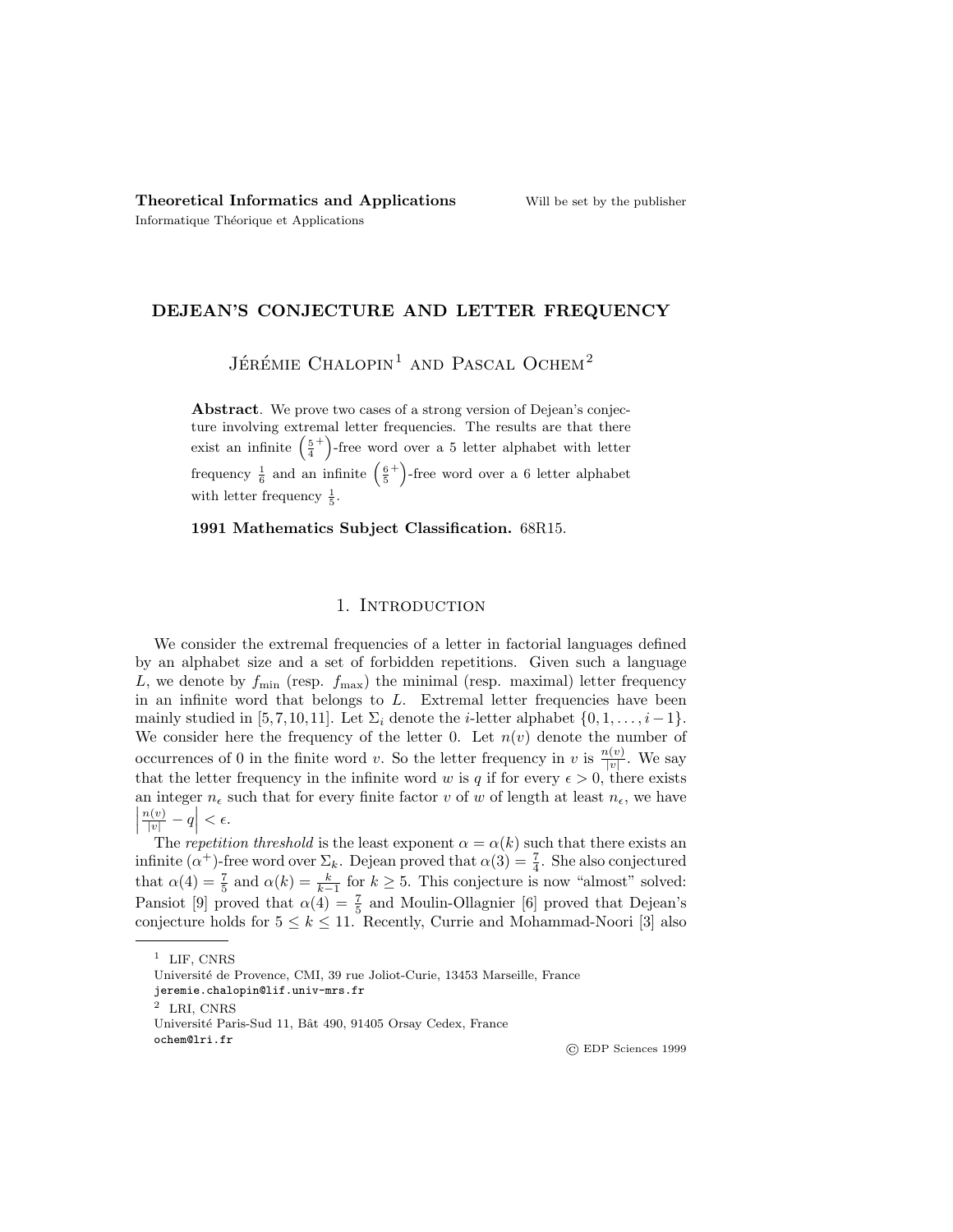# DEJEAN'S CONJECTURE AND LETTER FREQUENCY

Jérémie Chalopin[1] and Pascal Ochem[2]

**Abstract**. We prove two cases of a strong version of Dejean's conjecture involving extremal letter frequencies. The results are that there exist an infinite $\left(\frac{5}{4}^+\right)$-free word over a 5 letter alphabet with letter frequency $\frac{1}{6}$ and an infinite $\left(\frac{6}{5}^+\right)$-free word over a 6 letter alphabet with letter frequency $\frac{1}{5}$.

**1991 Mathematics Subject Classification.** 68R15.

## 1. Introduction

We consider the extremal frequencies of a letter in factorial languages defined by an alphabet size and a set of forbidden repetitions. Given such a language $L$, we denote by $f_{\min}$ (resp. $f_{\max}$) the minimal (resp. maximal) letter frequency in an infinite word that belongs to $L$. Extremal letter frequencies have been mainly studied in [5,7,10,11]. Let $\Sigma_i$ denote the $i$-letter alphabet $\{0, 1, \ldots, i-1\}$. We consider here the frequency of the letter 0. Let $n(v)$ denote the number of occurrences of 0 in the finite word $v$. So the letter frequency in $v$ is $\frac{n(v)}{|v|}$. We say that the letter frequency in the infinite word $w$ is $q$ if for every $\epsilon > 0$, there exists an integer $n_\epsilon$ such that for every finite factor $v$ of $w$ of length at least $n_\epsilon$, we have $\left|\frac{n(v)}{|v|} - q\right| < \epsilon$.

The *repetition threshold* is the least exponent $\alpha = \alpha(k)$ such that there exists an infinite $(\alpha^+)$-free word over $\Sigma_k$. Dejean proved that $\alpha(3) = \frac{7}{4}$. She also conjectured that $\alpha(4) = \frac{7}{5}$ and $\alpha(k) = \frac{k}{k-1}$ for $k \geq 5$. This conjecture is now "almost" solved: Pansiot [9] proved that $\alpha(4) = \frac{7}{5}$ and Moulin-Ollagnier [6] proved that Dejean's conjecture holds for $5 \leq k \leq 11$. Recently, Currie and Mohammad-Noori [3] also

---

[1] LIF, CNRS
Université de Provence, CMI, 39 rue Joliot-Curie, 13453 Marseille, France
jeremie.chalopin@lif.univ-mrs.fr

[2] LRI, CNRS
Université Paris-Sud 11, Bât 490, 91405 Orsay Cedex, France
ochem@lri.fr

© EDP Sciences 1999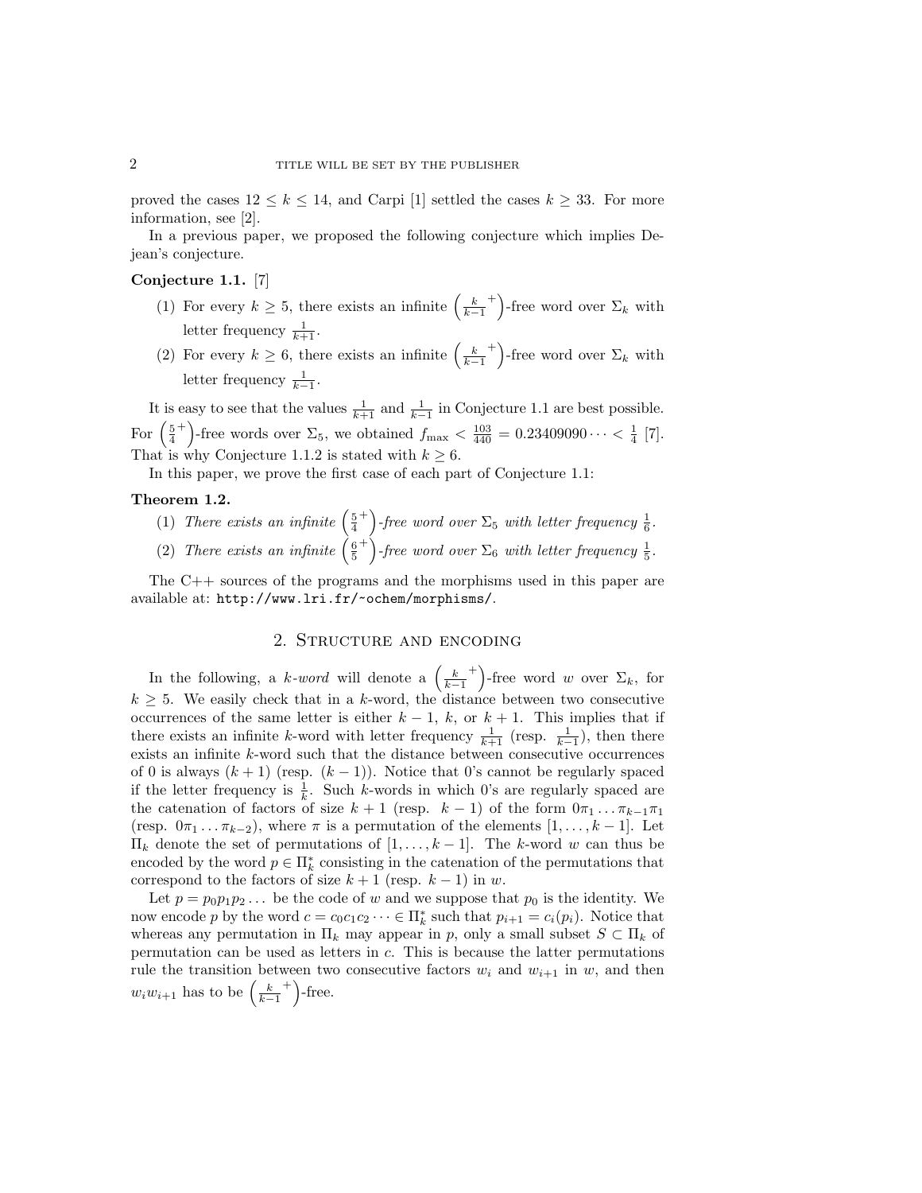proved the cases $12 \le k \le 14$, and Carpi [1] settled the cases $k \ge 33$. For more information, see [2].

In a previous paper, we proposed the following conjecture which implies Dejean's conjecture.

**Conjecture 1.1.** [7]

1. For every $k \ge 5$, there exists an infinite $\left(\frac{k}{k-1}^+\right)$-free word over $\Sigma_k$ with letter frequency $\frac{1}{k+1}$.
2. For every $k \ge 6$, there exists an infinite $\left(\frac{k}{k-1}^+\right)$-free word over $\Sigma_k$ with letter frequency $\frac{1}{k-1}$.

It is easy to see that the values $\frac{1}{k+1}$ and $\frac{1}{k-1}$ in Conjecture 1.1 are best possible. For $\left(\frac{5}{4}^+\right)$-free words over $\Sigma_5$, we obtained $f_{\max} < \frac{103}{440} = 0.23409090\dots < \frac{1}{4}$ [7]. That is why Conjecture 1.1.2 is stated with $k \ge 6$.

In this paper, we prove the first case of each part of Conjecture 1.1:

**Theorem 1.2.**

1. *There exists an infinite* $\left(\frac{5}{4}^+\right)$*-free word over* $\Sigma_5$ *with letter frequency* $\frac{1}{6}$.
2. *There exists an infinite* $\left(\frac{6}{5}^+\right)$*-free word over* $\Sigma_6$ *with letter frequency* $\frac{1}{5}$.

The C++ sources of the programs and the morphisms used in this paper are available at: `http://www.lri.fr/~ochem/morphisms/`.

## 2. Structure and encoding

In the following, a *k-word* will denote a $\left(\frac{k}{k-1}^+\right)$-free word $w$ over $\Sigma_k$, for $k \ge 5$. We easily check that in a $k$-word, the distance between two consecutive occurrences of the same letter is either $k-1$, $k$, or $k+1$. This implies that if there exists an infinite $k$-word with letter frequency $\frac{1}{k+1}$ (resp. $\frac{1}{k-1}$), then there exists an infinite $k$-word such that the distance between consecutive occurrences of 0 is always $(k+1)$ (resp. $(k-1)$). Notice that 0's cannot be regularly spaced if the letter frequency is $\frac{1}{k}$. Such $k$-words in which 0's are regularly spaced are the catenation of factors of size $k+1$ (resp. $k-1$) of the form $0\pi_1 \dots \pi_{k-1}\pi_1$ (resp. $0\pi_1 \dots \pi_{k-2}$), where $\pi$ is a permutation of the elements $[1, \dots, k-1]$. Let $\Pi_k$ denote the set of permutations of $[1, \dots, k-1]$. The $k$-word $w$ can thus be encoded by the word $p \in \Pi_k^*$ consisting in the catenation of the permutations that correspond to the factors of size $k+1$ (resp. $k-1$) in $w$.

Let $p = p_0p_1p_2\dots$ be the code of $w$ and we suppose that $p_0$ is the identity. We now encode $p$ by the word $c = c_0c_1c_2\dots \in \Pi_k^*$ such that $p_{i+1} = c_i(p_i)$. Notice that whereas any permutation in $\Pi_k$ may appear in $p$, only a small subset $S \subset \Pi_k$ of permutation can be used as letters in $c$. This is because the latter permutations rule the transition between two consecutive factors $w_i$ and $w_{i+1}$ in $w$, and then $w_iw_{i+1}$ has to be $\left(\frac{k}{k-1}^+\right)$-free.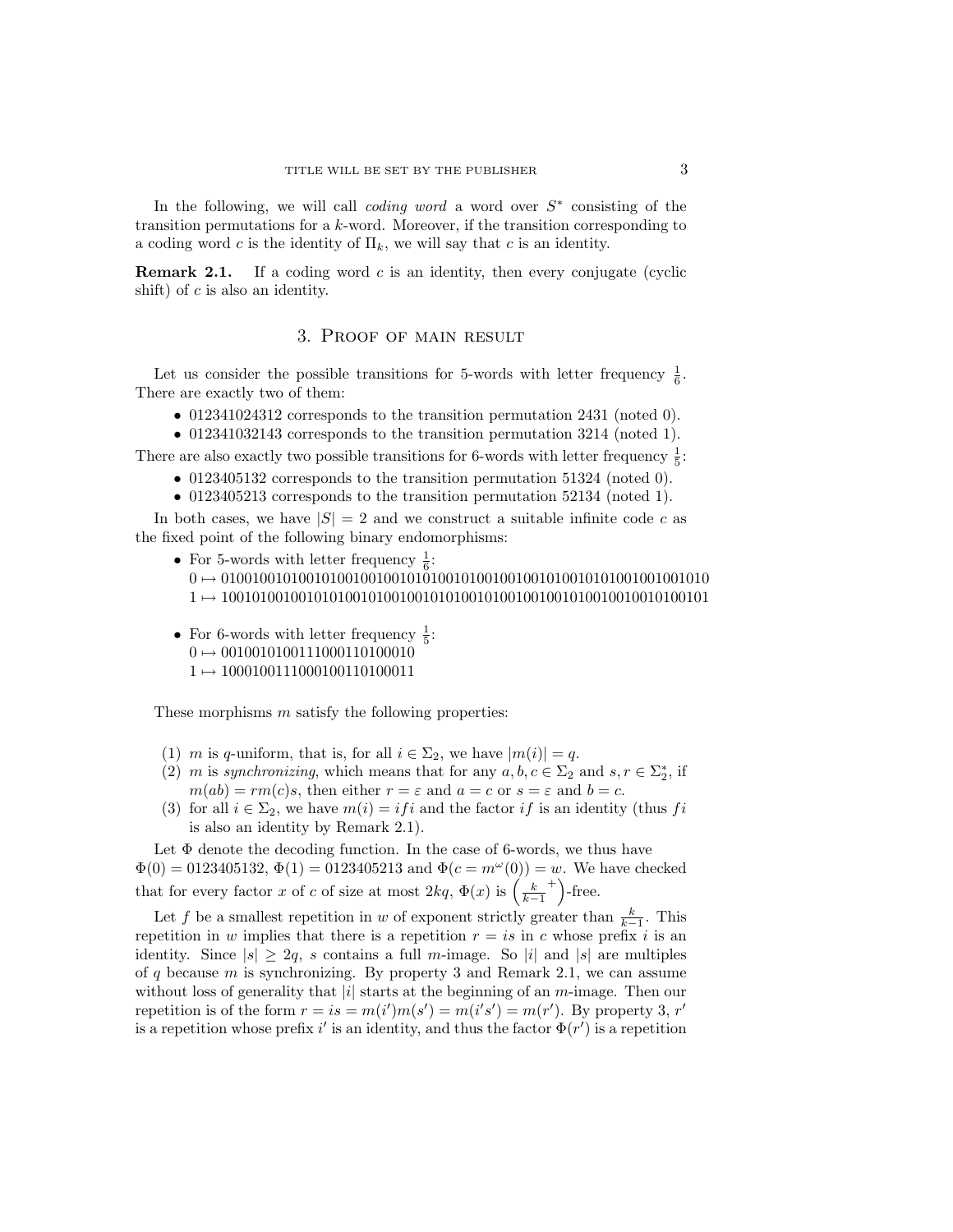In the following, we will call *coding word* a word over $S^*$ consisting of the transition permutations for a $k$-word. Moreover, if the transition corresponding to a coding word $c$ is the identity of $\Pi_k$, we will say that $c$ is an identity.

**Remark 2.1.** If a coding word $c$ is an identity, then every conjugate (cyclic shift) of $c$ is also an identity.

## 3. Proof of main result

Let us consider the possible transitions for 5-words with letter frequency $\frac{1}{6}$. There are exactly two of them:

- 012341024312 corresponds to the transition permutation 2431 (noted 0).
- 012341032143 corresponds to the transition permutation 3214 (noted 1).

There are also exactly two possible transitions for 6-words with letter frequency $\frac{1}{5}$:

- 0123405132 corresponds to the transition permutation 51324 (noted 0).
- 0123405213 corresponds to the transition permutation 52134 (noted 1).

In both cases, we have $|S| = 2$ and we construct a suitable infinite code $c$ as the fixed point of the following binary endomorphisms:

- For 5-words with letter frequency $\frac{1}{6}$:
  $0 \mapsto$ 010010010100101010010010010101010010100100100101001010101001001001010
  $1 \mapsto$ 100101001001010100101001001010101001010010010010100100100101001010101

- For 6-words with letter frequency $\frac{1}{5}$:
  $0 \mapsto$ 0010010100111000110100010
  $1 \mapsto$ 1000100111000100110100011

These morphisms $m$ satisfy the following properties:

1. $m$ is $q$-uniform, that is, for all $i \in \Sigma_2$, we have $|m(i)| = q$.
2. $m$ is *synchronizing*, which means that for any $a, b, c \in \Sigma_2$ and $s, r \in \Sigma_2^*$, if $m(ab) = rm(c)s$, then either $r = \varepsilon$ and $a = c$ or $s = \varepsilon$ and $b = c$.
3. for all $i \in \Sigma_2$, we have $m(i) = ifi$ and the factor $if$ is an identity (thus $fi$ is also an identity by Remark 2.1).

Let $\Phi$ denote the decoding function. In the case of 6-words, we thus have $\Phi(0) = 0123405132$, $\Phi(1) = 0123405213$ and $\Phi(c = m^\omega(0)) = w$. We have checked that for every factor $x$ of $c$ of size at most $2kq$, $\Phi(x)$ is $\left(\frac{k}{k-1}^+\right)$-free.

Let $f$ be a smallest repetition in $w$ of exponent strictly greater than $\frac{k}{k-1}$. This repetition in $w$ implies that there is a repetition $r = is$ in $c$ whose prefix $i$ is an identity. Since $|s| \geq 2q$, $s$ contains a full $m$-image. So $|i|$ and $|s|$ are multiples of $q$ because $m$ is synchronizing. By property 3 and Remark 2.1, we can assume without loss of generality that $|i|$ starts at the beginning of an $m$-image. Then our repetition is of the form $r = is = m(i')m(s') = m(i's') = m(r')$. By property 3, $r'$ is a repetition whose prefix $i'$ is an identity, and thus the factor $\Phi(r')$ is a repetition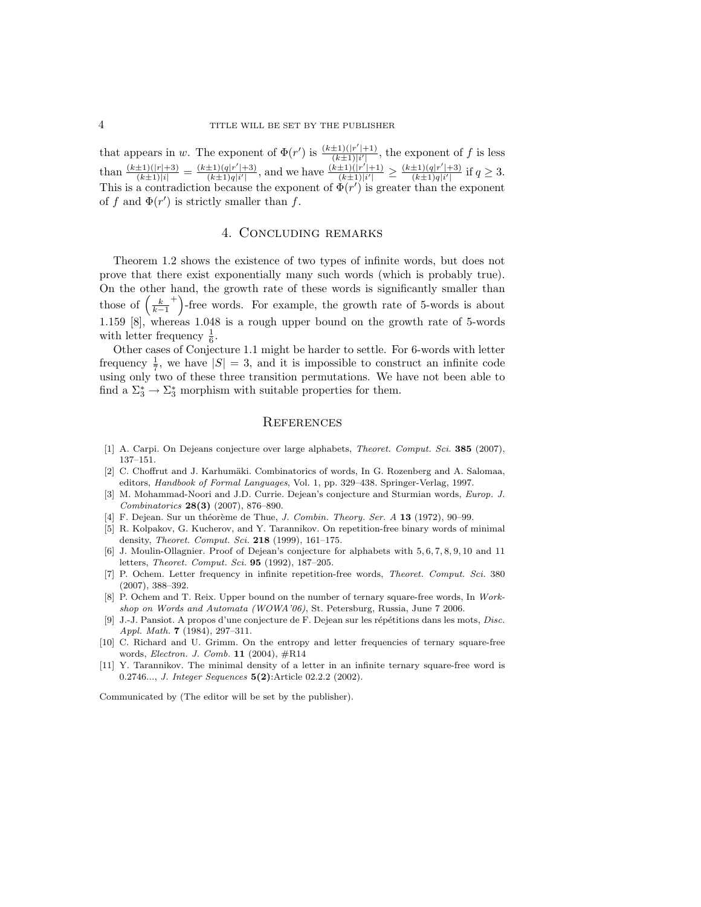that appears in $w$. The exponent of $\Phi(r')$ is $\frac{(k\pm1)(|r'|+1)}{(k\pm1)|i'|}$, the exponent of $f$ is less than $\frac{(k\pm1)(|r|+3)}{(k\pm1)|i|} = \frac{(k\pm1)(q|r'|+3)}{(k\pm1)q|i'|}$, and we have $\frac{(k\pm1)(|r'|+1)}{(k\pm1)|i'|} \geq \frac{(k\pm1)(q|r'|+3)}{(k\pm1)q|i'|}$ if $q \geq 3$. This is a contradiction because the exponent of $\Phi(r')$ is greater than the exponent of $f$ and $\Phi(r')$ is strictly smaller than $f$.

## 4. Concluding remarks

Theorem 1.2 shows the existence of two types of infinite words, but does not prove that there exist exponentially many such words (which is probably true). On the other hand, the growth rate of these words is significantly smaller than those of $\left(\frac{k}{k-1}^+\right)$-free words. For example, the growth rate of 5-words is about 1.159 [8], whereas 1.048 is a rough upper bound on the growth rate of 5-words with letter frequency $\frac{1}{6}$.

Other cases of Conjecture 1.1 might be harder to settle. For 6-words with letter frequency $\frac{1}{7}$, we have $|S| = 3$, and it is impossible to construct an infinite code using only two of these three transition permutations. We have not been able to find a $\Sigma_3^* \to \Sigma_3^*$ morphism with suitable properties for them.

## References

[1] A. Carpi. On Dejeans conjecture over large alphabets, *Theoret. Comput. Sci.* **385** (2007), 137–151.

[2] C. Choffrut and J. Karhumäki. Combinatorics of words, In G. Rozenberg and A. Salomaa, editors, *Handbook of Formal Languages*, Vol. 1, pp. 329–438. Springer-Verlag, 1997.

[3] M. Mohammad-Noori and J.D. Currie. Dejean's conjecture and Sturmian words, *Europ. J. Combinatorics* **28(3)** (2007), 876–890.

[4] F. Dejean. Sur un théorème de Thue, *J. Combin. Theory. Ser. A* **13** (1972), 90–99.

[5] R. Kolpakov, G. Kucherov, and Y. Tarannikov. On repetition-free binary words of minimal density, *Theoret. Comput. Sci.* **218** (1999), 161–175.

[6] J. Moulin-Ollagnier. Proof of Dejean's conjecture for alphabets with 5, 6, 7, 8, 9, 10 and 11 letters, *Theoret. Comput. Sci.* **95** (1992), 187–205.

[7] P. Ochem. Letter frequency in infinite repetition-free words, *Theoret. Comput. Sci.* 380 (2007), 388–392.

[8] P. Ochem and T. Reix. Upper bound on the number of ternary square-free words, In *Workshop on Words and Automata (WOWA'06)*, St. Petersburg, Russia, June 7 2006.

[9] J.-J. Pansiot. A propos d'une conjecture de F. Dejean sur les répétitions dans les mots, *Disc. Appl. Math.* **7** (1984), 297–311.

[10] C. Richard and U. Grimm. On the entropy and letter frequencies of ternary square-free words, *Electron. J. Comb.* **11** (2004), #R14

[11] Y. Tarannikov. The minimal density of a letter in an infinite ternary square-free word is 0.2746..., *J. Integer Sequences* **5(2)**:Article 02.2.2 (2002).

Communicated by (The editor will be set by the publisher).